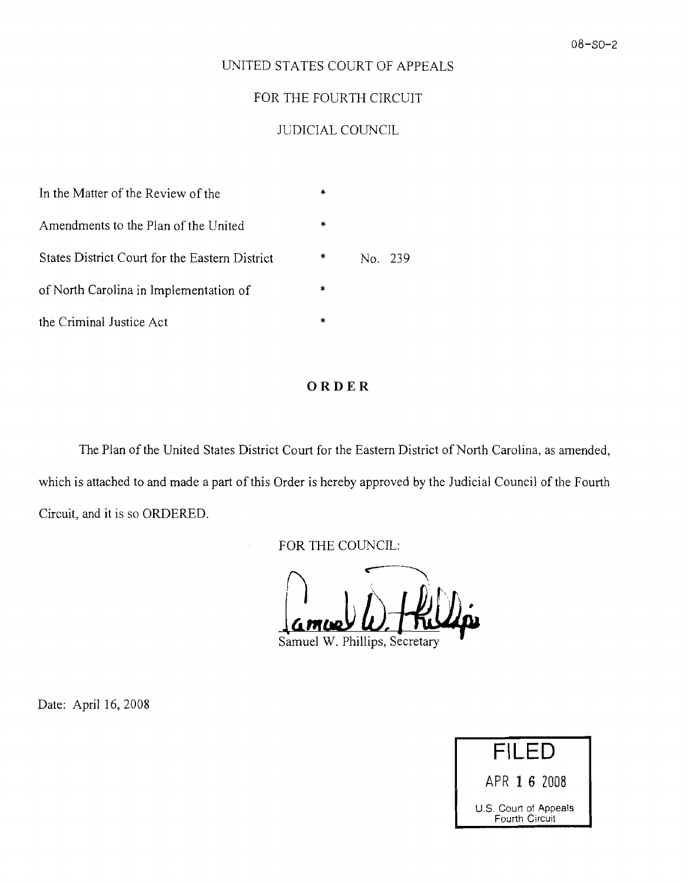08-SO-2

UNITED STATES COURT OF APPEALS

FOR THE FOURTH CIRCUIT

JUDICIAL COUNCIL

| | | |
|---|---|---|
| In the Matter of the Review of the | * | |
| Amendments to the Plan of the United | * | |
| States District Court for the Eastern District | * | No. 239 |
| of North Carolina in Implementation of | * | |
| the Criminal Justice Act | * | |

# ORDER

The Plan of the United States District Court for the Eastern District of North Carolina, as amended, which is attached to and made a part of this Order is hereby approved by the Judicial Council of the Fourth Circuit, and it is so ORDERED.

FOR THE COUNCIL:

Samuel W. Phillips

Samuel W. Phillips, Secretary

Date: April 16, 2008

FILED
APR 16 2008
U.S. Court of Appeals
Fourth Circuit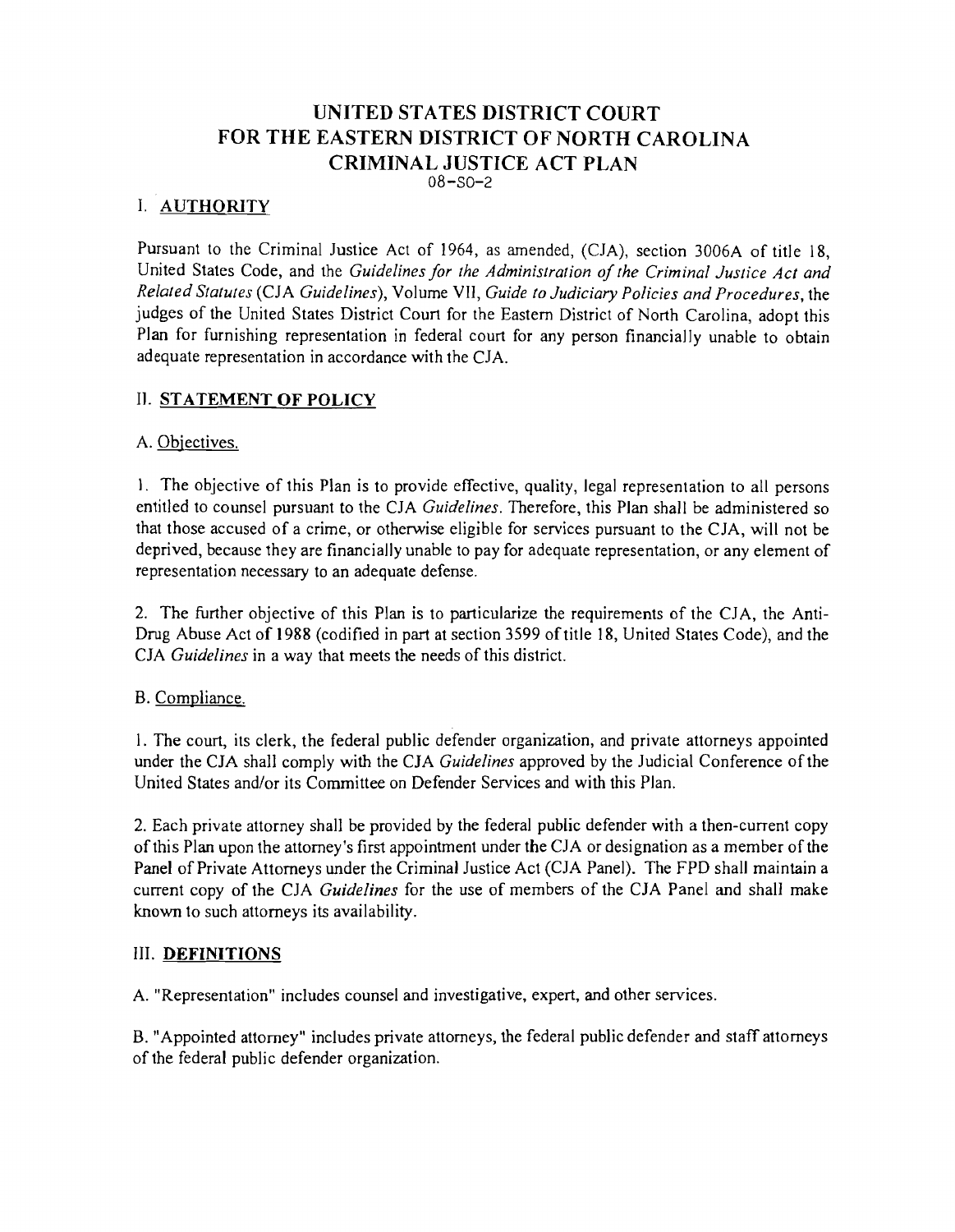# UNITED STATES DISTRICT COURT FOR THE EASTERN DISTRICT OF NORTH CAROLINA CRIMINAL JUSTICE ACT PLAN

08-SO-2

## I. AUTHORITY

Pursuant to the Criminal Justice Act of 1964, as amended, (CJA), section 3006A of title 18, United States Code, and the *Guidelines for the Administration of the Criminal Justice Act and Related Statutes* (CJA *Guidelines*), Volume VII, *Guide to Judiciary Policies and Procedures*, the judges of the United States District Court for the Eastern District of North Carolina, adopt this Plan for furnishing representation in federal court for any person financially unable to obtain adequate representation in accordance with the CJA.

## II. STATEMENT OF POLICY

### A. Objectives.

1. The objective of this Plan is to provide effective, quality, legal representation to all persons entitled to counsel pursuant to the CJA *Guidelines*. Therefore, this Plan shall be administered so that those accused of a crime, or otherwise eligible for services pursuant to the CJA, will not be deprived, because they are financially unable to pay for adequate representation, or any element of representation necessary to an adequate defense.

2. The further objective of this Plan is to particularize the requirements of the CJA, the Anti-Drug Abuse Act of 1988 (codified in part at section 3599 of title 18, United States Code), and the CJA *Guidelines* in a way that meets the needs of this district.

### B. Compliance.

1. The court, its clerk, the federal public defender organization, and private attorneys appointed under the CJA shall comply with the CJA *Guidelines* approved by the Judicial Conference of the United States and/or its Committee on Defender Services and with this Plan.

2. Each private attorney shall be provided by the federal public defender with a then-current copy of this Plan upon the attorney's first appointment under the CJA or designation as a member of the Panel of Private Attorneys under the Criminal Justice Act (CJA Panel). The FPD shall maintain a current copy of the CJA *Guidelines* for the use of members of the CJA Panel and shall make known to such attorneys its availability.

## III. DEFINITIONS

A. "Representation" includes counsel and investigative, expert, and other services.

B. "Appointed attorney" includes private attorneys, the federal public defender and staff attorneys of the federal public defender organization.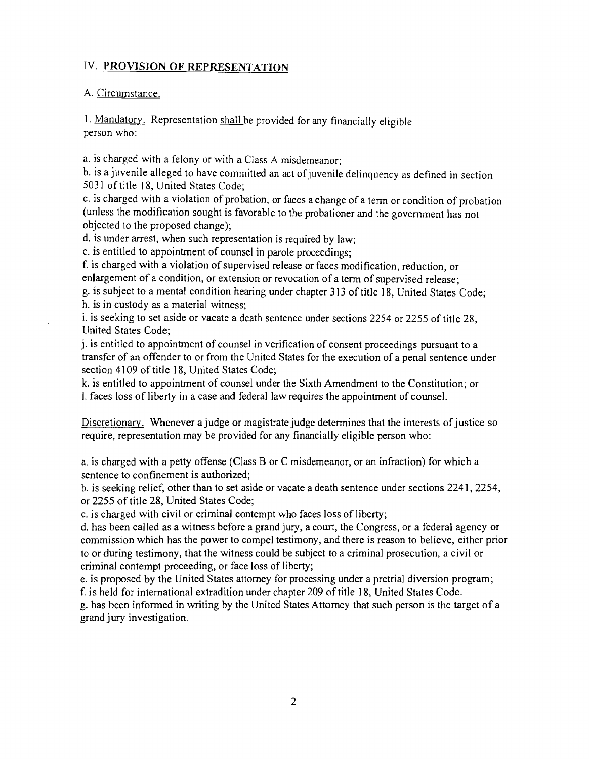## IV. PROVISION OF REPRESENTATION

A. Circumstance.

1. Mandatory. Representation shall be provided for any financially eligible person who:

a. is charged with a felony or with a Class A misdemeanor;
b. is a juvenile alleged to have committed an act of juvenile delinquency as defined in section 5031 of title 18, United States Code;
c. is charged with a violation of probation, or faces a change of a term or condition of probation (unless the modification sought is favorable to the probationer and the government has not objected to the proposed change);
d. is under arrest, when such representation is required by law;
e. is entitled to appointment of counsel in parole proceedings;
f. is charged with a violation of supervised release or faces modification, reduction, or enlargement of a condition, or extension or revocation of a term of supervised release;
g. is subject to a mental condition hearing under chapter 313 of title 18, United States Code;
h. is in custody as a material witness;
i. is seeking to set aside or vacate a death sentence under sections 2254 or 2255 of title 28, United States Code;
j. is entitled to appointment of counsel in verification of consent proceedings pursuant to a transfer of an offender to or from the United States for the execution of a penal sentence under section 4109 of title 18, United States Code;
k. is entitled to appointment of counsel under the Sixth Amendment to the Constitution; or
l. faces loss of liberty in a case and federal law requires the appointment of counsel.

Discretionary. Whenever a judge or magistrate judge determines that the interests of justice so require, representation may be provided for any financially eligible person who:

a. is charged with a petty offense (Class B or C misdemeanor, or an infraction) for which a sentence to confinement is authorized;
b. is seeking relief, other than to set aside or vacate a death sentence under sections 2241, 2254, or 2255 of title 28, United States Code;
c. is charged with civil or criminal contempt who faces loss of liberty;
d. has been called as a witness before a grand jury, a court, the Congress, or a federal agency or commission which has the power to compel testimony, and there is reason to believe, either prior to or during testimony, that the witness could be subject to a criminal prosecution, a civil or criminal contempt proceeding, or face loss of liberty;
e. is proposed by the United States attorney for processing under a pretrial diversion program;
f. is held for international extradition under chapter 209 of title 18, United States Code.
g. has been informed in writing by the United States Attorney that such person is the target of a grand jury investigation.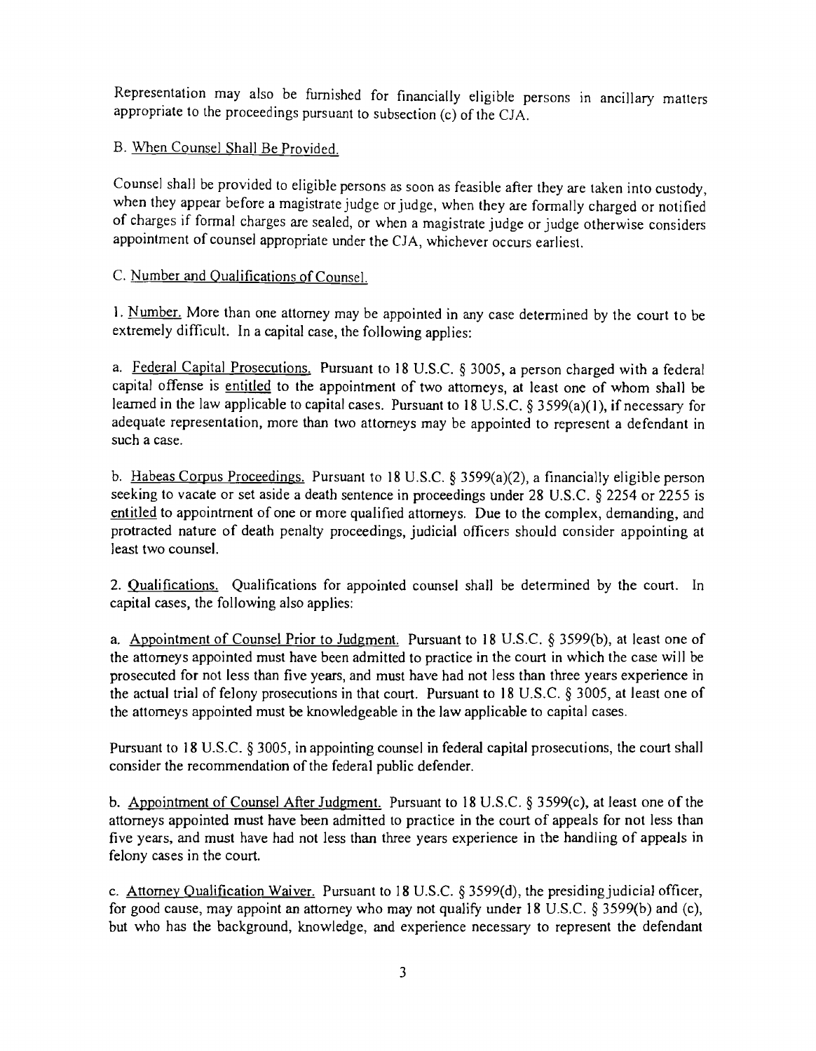Representation may also be furnished for financially eligible persons in ancillary matters appropriate to the proceedings pursuant to subsection (c) of the CJA.

B. When Counsel Shall Be Provided.

Counsel shall be provided to eligible persons as soon as feasible after they are taken into custody, when they appear before a magistrate judge or judge, when they are formally charged or notified of charges if formal charges are sealed, or when a magistrate judge or judge otherwise considers appointment of counsel appropriate under the CJA, whichever occurs earliest.

C. Number and Qualifications of Counsel.

1. Number. More than one attorney may be appointed in any case determined by the court to be extremely difficult. In a capital case, the following applies:

a. Federal Capital Prosecutions. Pursuant to 18 U.S.C. § 3005, a person charged with a federal capital offense is entitled to the appointment of two attorneys, at least one of whom shall be learned in the law applicable to capital cases. Pursuant to 18 U.S.C. § 3599(a)(1), if necessary for adequate representation, more than two attorneys may be appointed to represent a defendant in such a case.

b. Habeas Corpus Proceedings. Pursuant to 18 U.S.C. § 3599(a)(2), a financially eligible person seeking to vacate or set aside a death sentence in proceedings under 28 U.S.C. § 2254 or 2255 is entitled to appointment of one or more qualified attorneys. Due to the complex, demanding, and protracted nature of death penalty proceedings, judicial officers should consider appointing at least two counsel.

2. Qualifications. Qualifications for appointed counsel shall be determined by the court. In capital cases, the following also applies:

a. Appointment of Counsel Prior to Judgment. Pursuant to 18 U.S.C. § 3599(b), at least one of the attorneys appointed must have been admitted to practice in the court in which the case will be prosecuted for not less than five years, and must have had not less than three years experience in the actual trial of felony prosecutions in that court. Pursuant to 18 U.S.C. § 3005, at least one of the attorneys appointed must be knowledgeable in the law applicable to capital cases.

Pursuant to 18 U.S.C. § 3005, in appointing counsel in federal capital prosecutions, the court shall consider the recommendation of the federal public defender.

b. Appointment of Counsel After Judgment. Pursuant to 18 U.S.C. § 3599(c), at least one of the attorneys appointed must have been admitted to practice in the court of appeals for not less than five years, and must have had not less than three years experience in the handling of appeals in felony cases in the court.

c. Attorney Qualification Waiver. Pursuant to 18 U.S.C. § 3599(d), the presiding judicial officer, for good cause, may appoint an attorney who may not qualify under 18 U.S.C. § 3599(b) and (c), but who has the background, knowledge, and experience necessary to represent the defendant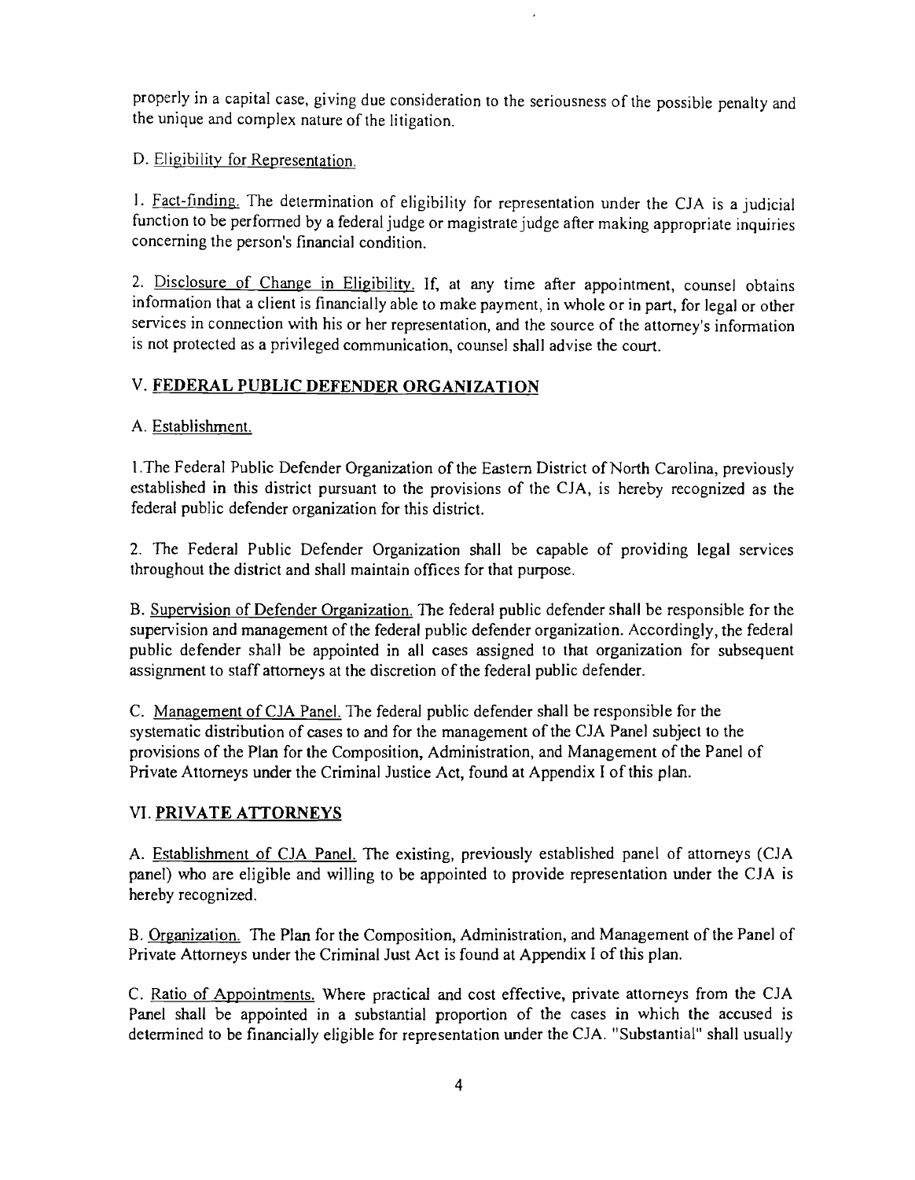properly in a capital case, giving due consideration to the seriousness of the possible penalty and the unique and complex nature of the litigation.

D. Eligibility for Representation.

1. Fact-finding. The determination of eligibility for representation under the CJA is a judicial function to be performed by a federal judge or magistrate judge after making appropriate inquiries concerning the person's financial condition.

2. Disclosure of Change in Eligibility. If, at any time after appointment, counsel obtains information that a client is financially able to make payment, in whole or in part, for legal or other services in connection with his or her representation, and the source of the attorney's information is not protected as a privileged communication, counsel shall advise the court.

## V. FEDERAL PUBLIC DEFENDER ORGANIZATION

A. Establishment.

1. The Federal Public Defender Organization of the Eastern District of North Carolina, previously established in this district pursuant to the provisions of the CJA, is hereby recognized as the federal public defender organization for this district.

2. The Federal Public Defender Organization shall be capable of providing legal services throughout the district and shall maintain offices for that purpose.

B. Supervision of Defender Organization. The federal public defender shall be responsible for the supervision and management of the federal public defender organization. Accordingly, the federal public defender shall be appointed in all cases assigned to that organization for subsequent assignment to staff attorneys at the discretion of the federal public defender.

C. Management of CJA Panel. The federal public defender shall be responsible for the systematic distribution of cases to and for the management of the CJA Panel subject to the provisions of the Plan for the Composition, Administration, and Management of the Panel of Private Attorneys under the Criminal Justice Act, found at Appendix I of this plan.

## VI. PRIVATE ATTORNEYS

A. Establishment of CJA Panel. The existing, previously established panel of attorneys (CJA panel) who are eligible and willing to be appointed to provide representation under the CJA is hereby recognized.

B. Organization. The Plan for the Composition, Administration, and Management of the Panel of Private Attorneys under the Criminal Just Act is found at Appendix I of this plan.

C. Ratio of Appointments. Where practical and cost effective, private attorneys from the CJA Panel shall be appointed in a substantial proportion of the cases in which the accused is determined to be financially eligible for representation under the CJA. "Substantial" shall usually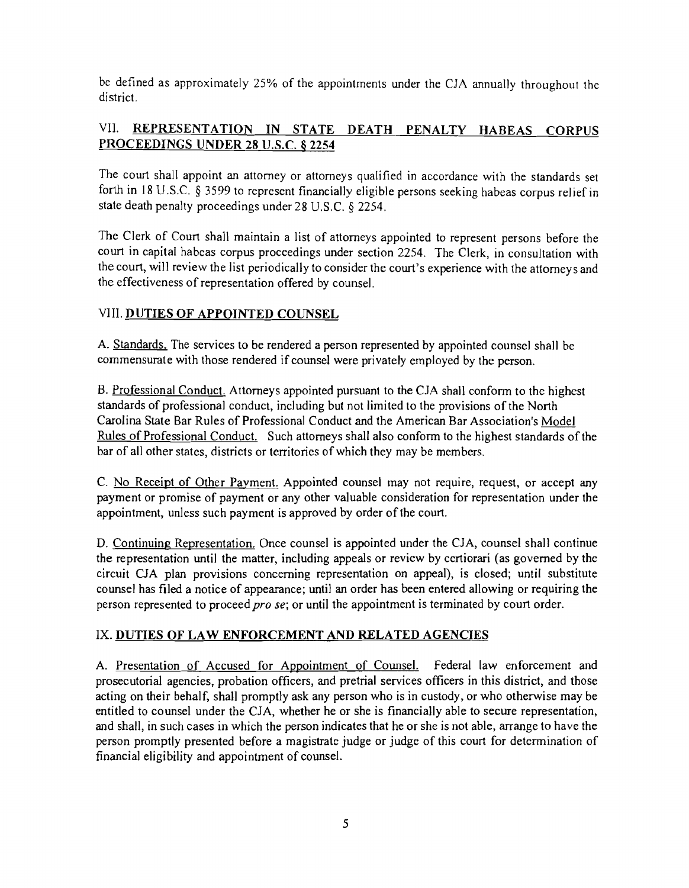be defined as approximately 25% of the appointments under the CJA annually throughout the district.

## VII. REPRESENTATION IN STATE DEATH PENALTY HABEAS CORPUS PROCEEDINGS UNDER 28 U.S.C. § 2254

The court shall appoint an attorney or attorneys qualified in accordance with the standards set forth in 18 U.S.C. § 3599 to represent financially eligible persons seeking habeas corpus relief in state death penalty proceedings under 28 U.S.C. § 2254.

The Clerk of Court shall maintain a list of attorneys appointed to represent persons before the court in capital habeas corpus proceedings under section 2254. The Clerk, in consultation with the court, will review the list periodically to consider the court's experience with the attorneys and the effectiveness of representation offered by counsel.

## VIII. DUTIES OF APPOINTED COUNSEL

A. Standards. The services to be rendered a person represented by appointed counsel shall be commensurate with those rendered if counsel were privately employed by the person.

B. Professional Conduct. Attorneys appointed pursuant to the CJA shall conform to the highest standards of professional conduct, including but not limited to the provisions of the North Carolina State Bar Rules of Professional Conduct and the American Bar Association's Model Rules of Professional Conduct. Such attorneys shall also conform to the highest standards of the bar of all other states, districts or territories of which they may be members.

C. No Receipt of Other Payment. Appointed counsel may not require, request, or accept any payment or promise of payment or any other valuable consideration for representation under the appointment, unless such payment is approved by order of the court.

D. Continuing Representation. Once counsel is appointed under the CJA, counsel shall continue the representation until the matter, including appeals or review by certiorari (as governed by the circuit CJA plan provisions concerning representation on appeal), is closed; until substitute counsel has filed a notice of appearance; until an order has been entered allowing or requiring the person represented to proceed *pro se*; or until the appointment is terminated by court order.

## IX. DUTIES OF LAW ENFORCEMENT AND RELATED AGENCIES

A. Presentation of Accused for Appointment of Counsel. Federal law enforcement and prosecutorial agencies, probation officers, and pretrial services officers in this district, and those acting on their behalf, shall promptly ask any person who is in custody, or who otherwise may be entitled to counsel under the CJA, whether he or she is financially able to secure representation, and shall, in such cases in which the person indicates that he or she is not able, arrange to have the person promptly presented before a magistrate judge or judge of this court for determination of financial eligibility and appointment of counsel.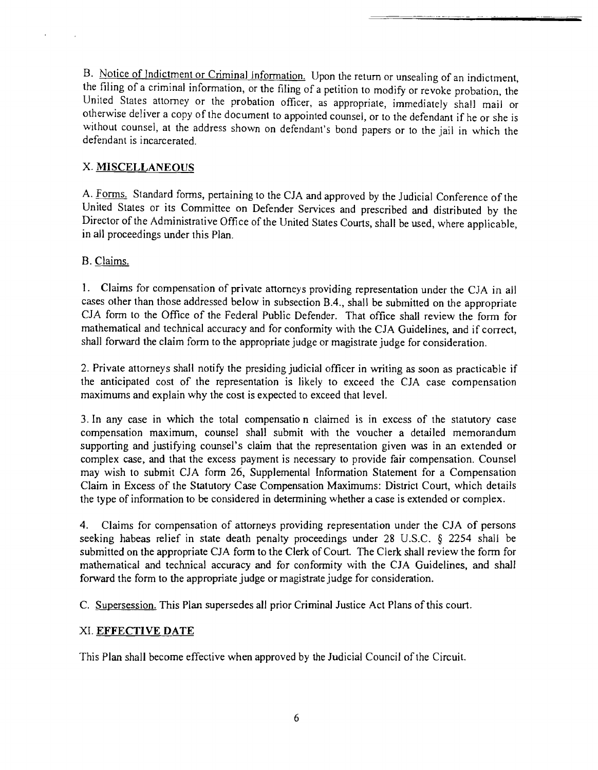B. Notice of Indictment or Criminal Information. Upon the return or unsealing of an indictment, the filing of a criminal information, or the filing of a petition to modify or revoke probation, the United States attorney or the probation officer, as appropriate, immediately shall mail or otherwise deliver a copy of the document to appointed counsel, or to the defendant if he or she is without counsel, at the address shown on defendant's bond papers or to the jail in which the defendant is incarcerated.

## X. MISCELLANEOUS

A. Forms. Standard forms, pertaining to the CJA and approved by the Judicial Conference of the United States or its Committee on Defender Services and prescribed and distributed by the Director of the Administrative Office of the United States Courts, shall be used, where applicable, in all proceedings under this Plan.

B. Claims.

1. Claims for compensation of private attorneys providing representation under the CJA in all cases other than those addressed below in subsection B.4., shall be submitted on the appropriate CJA form to the Office of the Federal Public Defender. That office shall review the form for mathematical and technical accuracy and for conformity with the CJA Guidelines, and if correct, shall forward the claim form to the appropriate judge or magistrate judge for consideration.

2. Private attorneys shall notify the presiding judicial officer in writing as soon as practicable if the anticipated cost of the representation is likely to exceed the CJA case compensation maximums and explain why the cost is expected to exceed that level.

3. In any case in which the total compensation claimed is in excess of the statutory case compensation maximum, counsel shall submit with the voucher a detailed memorandum supporting and justifying counsel's claim that the representation given was in an extended or complex case, and that the excess payment is necessary to provide fair compensation. Counsel may wish to submit CJA form 26, Supplemental Information Statement for a Compensation Claim in Excess of the Statutory Case Compensation Maximums: District Court, which details the type of information to be considered in determining whether a case is extended or complex.

4. Claims for compensation of attorneys providing representation under the CJA of persons seeking habeas relief in state death penalty proceedings under 28 U.S.C. § 2254 shall be submitted on the appropriate CJA form to the Clerk of Court. The Clerk shall review the form for mathematical and technical accuracy and for conformity with the CJA Guidelines, and shall forward the form to the appropriate judge or magistrate judge for consideration.

C. Supersession. This Plan supersedes all prior Criminal Justice Act Plans of this court.

## XI. EFFECTIVE DATE

This Plan shall become effective when approved by the Judicial Council of the Circuit.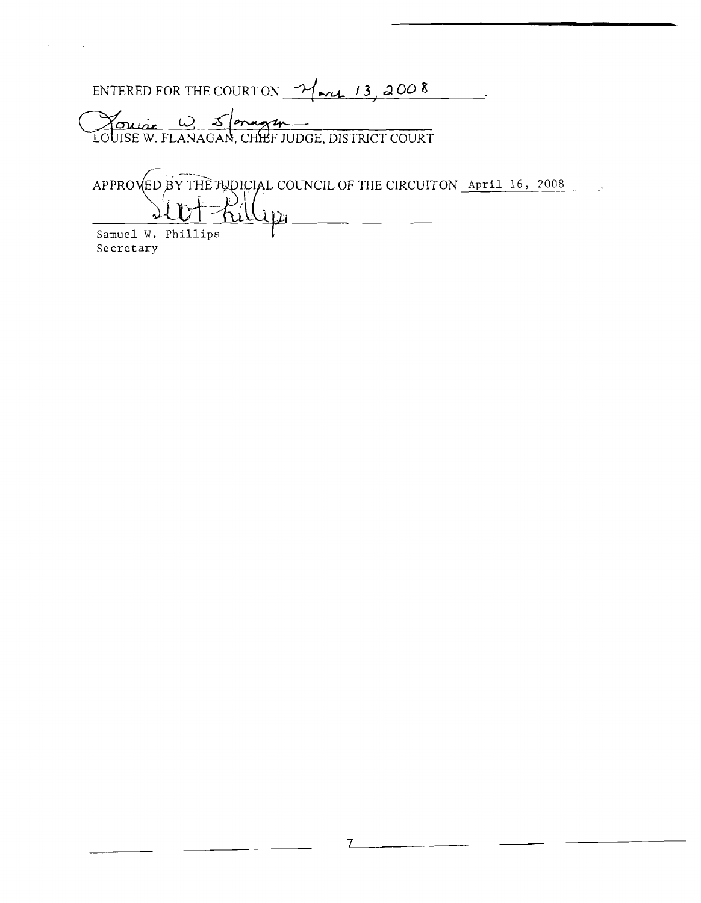ENTERED FOR THE COURT ON March 13, 2008.

Louise W. Flanagan

LOUISE W. FLANAGAN, CHIEF JUDGE, DISTRICT COURT

APPROVED BY THE JUDICIAL COUNCIL OF THE CIRCUITON April 16, 2008.

Samuel W. Phillips

Samuel W. Phillips
Secretary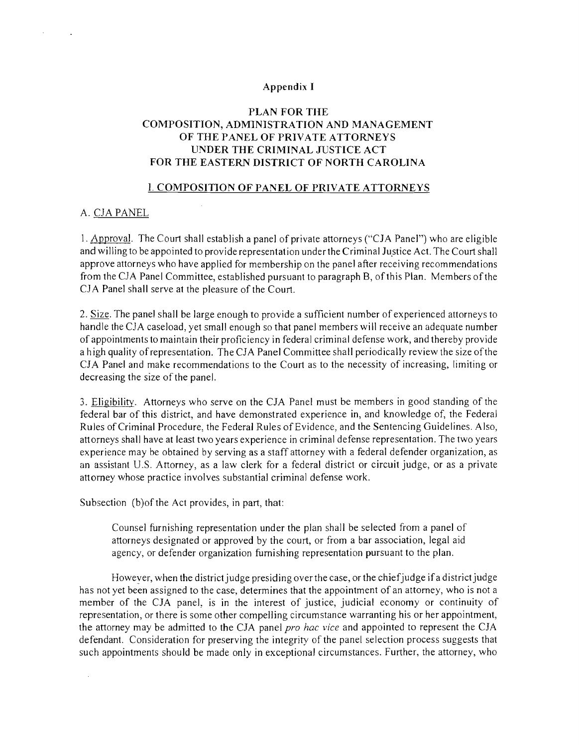Appendix I

# PLAN FOR THE COMPOSITION, ADMINISTRATION AND MANAGEMENT OF THE PANEL OF PRIVATE ATTORNEYS UNDER THE CRIMINAL JUSTICE ACT FOR THE EASTERN DISTRICT OF NORTH CAROLINA

## I. COMPOSITION OF PANEL OF PRIVATE ATTORNEYS

### A. CJA PANEL

1. Approval. The Court shall establish a panel of private attorneys ("CJA Panel") who are eligible and willing to be appointed to provide representation under the Criminal Justice Act. The Court shall approve attorneys who have applied for membership on the panel after receiving recommendations from the CJA Panel Committee, established pursuant to paragraph B, of this Plan. Members of the CJA Panel shall serve at the pleasure of the Court.

2. Size. The panel shall be large enough to provide a sufficient number of experienced attorneys to handle the CJA caseload, yet small enough so that panel members will receive an adequate number of appointments to maintain their proficiency in federal criminal defense work, and thereby provide a high quality of representation. The CJA Panel Committee shall periodically review the size of the CJA Panel and make recommendations to the Court as to the necessity of increasing, limiting or decreasing the size of the panel.

3. Eligibility. Attorneys who serve on the CJA Panel must be members in good standing of the federal bar of this district, and have demonstrated experience in, and knowledge of, the Federal Rules of Criminal Procedure, the Federal Rules of Evidence, and the Sentencing Guidelines. Also, attorneys shall have at least two years experience in criminal defense representation. The two years experience may be obtained by serving as a staff attorney with a federal defender organization, as an assistant U.S. Attorney, as a law clerk for a federal district or circuit judge, or as a private attorney whose practice involves substantial criminal defense work.

Subsection (b)of the Act provides, in part, that:

> Counsel furnishing representation under the plan shall be selected from a panel of attorneys designated or approved by the court, or from a bar association, legal aid agency, or defender organization furnishing representation pursuant to the plan.

However, when the district judge presiding over the case, or the chief judge if a district judge has not yet been assigned to the case, determines that the appointment of an attorney, who is not a member of the CJA panel, is in the interest of justice, judicial economy or continuity of representation, or there is some other compelling circumstance warranting his or her appointment, the attorney may be admitted to the CJA panel *pro hac vice* and appointed to represent the CJA defendant. Consideration for preserving the integrity of the panel selection process suggests that such appointments should be made only in exceptional circumstances. Further, the attorney, who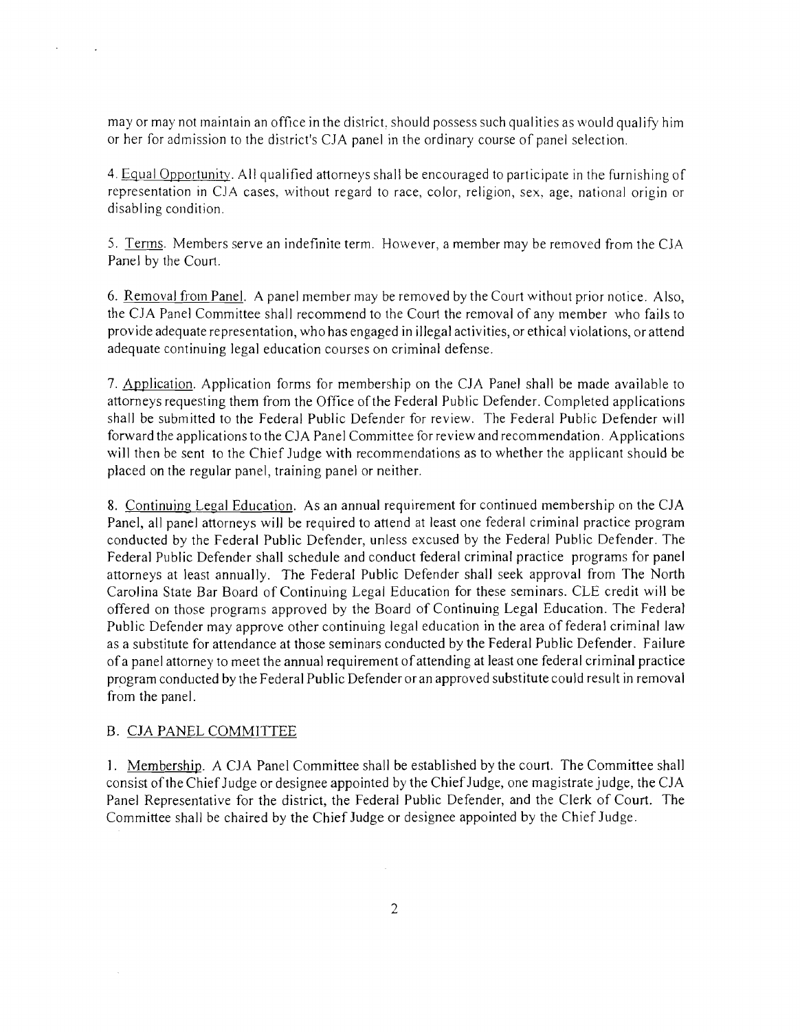may or may not maintain an office in the district, should possess such qualities as would qualify him or her for admission to the district's CJA panel in the ordinary course of panel selection.

4. Equal Opportunity. All qualified attorneys shall be encouraged to participate in the furnishing of representation in CJA cases, without regard to race, color, religion, sex, age, national origin or disabling condition.

5. Terms. Members serve an indefinite term. However, a member may be removed from the CJA Panel by the Court.

6. Removal from Panel. A panel member may be removed by the Court without prior notice. Also, the CJA Panel Committee shall recommend to the Court the removal of any member who fails to provide adequate representation, who has engaged in illegal activities, or ethical violations, or attend adequate continuing legal education courses on criminal defense.

7. Application. Application forms for membership on the CJA Panel shall be made available to attorneys requesting them from the Office of the Federal Public Defender. Completed applications shall be submitted to the Federal Public Defender for review. The Federal Public Defender will forward the applications to the CJA Panel Committee for review and recommendation. Applications will then be sent to the Chief Judge with recommendations as to whether the applicant should be placed on the regular panel, training panel or neither.

8. Continuing Legal Education. As an annual requirement for continued membership on the CJA Panel, all panel attorneys will be required to attend at least one federal criminal practice program conducted by the Federal Public Defender, unless excused by the Federal Public Defender. The Federal Public Defender shall schedule and conduct federal criminal practice programs for panel attorneys at least annually. The Federal Public Defender shall seek approval from The North Carolina State Bar Board of Continuing Legal Education for these seminars. CLE credit will be offered on those programs approved by the Board of Continuing Legal Education. The Federal Public Defender may approve other continuing legal education in the area of federal criminal law as a substitute for attendance at those seminars conducted by the Federal Public Defender. Failure of a panel attorney to meet the annual requirement of attending at least one federal criminal practice program conducted by the Federal Public Defender or an approved substitute could result in removal from the panel.

B. CJA PANEL COMMITTEE

1. Membership. A CJA Panel Committee shall be established by the court. The Committee shall consist of the Chief Judge or designee appointed by the Chief Judge, one magistrate judge, the CJA Panel Representative for the district, the Federal Public Defender, and the Clerk of Court. The Committee shall be chaired by the Chief Judge or designee appointed by the Chief Judge.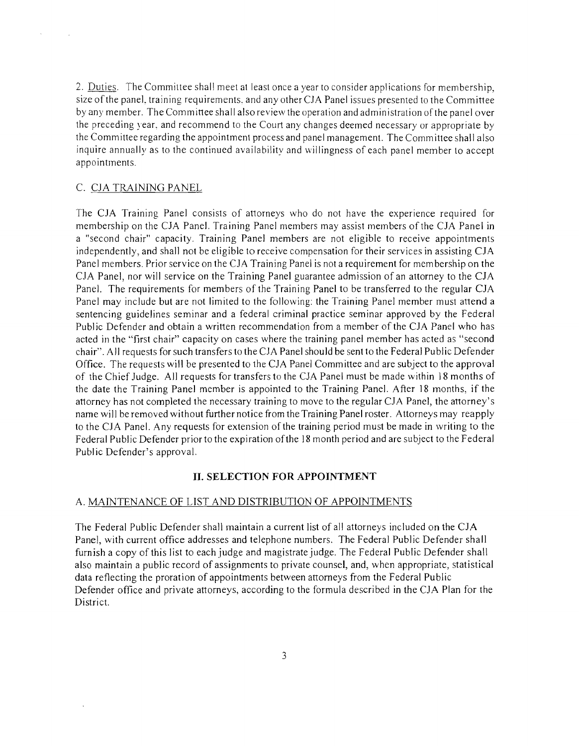2. Duties. The Committee shall meet at least once a year to consider applications for membership, size of the panel, training requirements, and any other CJA Panel issues presented to the Committee by any member. The Committee shall also review the operation and administration of the panel over the preceding year, and recommend to the Court any changes deemed necessary or appropriate by the Committee regarding the appointment process and panel management. The Committee shall also inquire annually as to the continued availability and willingness of each panel member to accept appointments.

### C. CJA TRAINING PANEL

The CJA Training Panel consists of attorneys who do not have the experience required for membership on the CJA Panel. Training Panel members may assist members of the CJA Panel in a "second chair" capacity. Training Panel members are not eligible to receive appointments independently, and shall not be eligible to receive compensation for their services in assisting CJA Panel members. Prior service on the CJA Training Panel is not a requirement for membership on the CJA Panel, nor will service on the Training Panel guarantee admission of an attorney to the CJA Panel. The requirements for members of the Training Panel to be transferred to the regular CJA Panel may include but are not limited to the following: the Training Panel member must attend a sentencing guidelines seminar and a federal criminal practice seminar approved by the Federal Public Defender and obtain a written recommendation from a member of the CJA Panel who has acted in the "first chair" capacity on cases where the training panel member has acted as "second chair". All requests for such transfers to the CJA Panel should be sent to the Federal Public Defender Office. The requests will be presented to the CJA Panel Committee and are subject to the approval of the Chief Judge. All requests for transfers to the CJA Panel must be made within 18 months of the date the Training Panel member is appointed to the Training Panel. After 18 months, if the attorney has not completed the necessary training to move to the regular CJA Panel, the attorney's name will be removed without further notice from the Training Panel roster. Attorneys may reapply to the CJA Panel. Any requests for extension of the training period must be made in writing to the Federal Public Defender prior to the expiration of the 18 month period and are subject to the Federal Public Defender's approval.

## II. SELECTION FOR APPOINTMENT

### A. MAINTENANCE OF LIST AND DISTRIBUTION OF APPOINTMENTS

The Federal Public Defender shall maintain a current list of all attorneys included on the CJA Panel, with current office addresses and telephone numbers. The Federal Public Defender shall furnish a copy of this list to each judge and magistrate judge. The Federal Public Defender shall also maintain a public record of assignments to private counsel, and, when appropriate, statistical data reflecting the proration of appointments between attorneys from the Federal Public Defender office and private attorneys, according to the formula described in the CJA Plan for the District.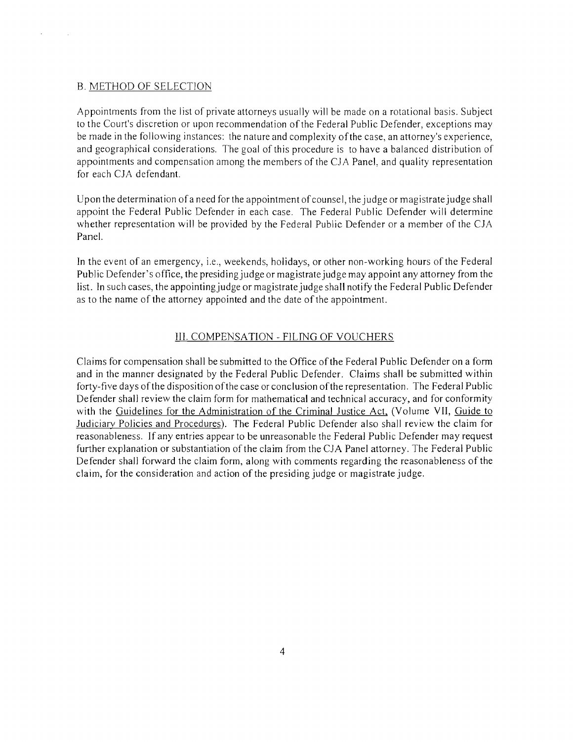### B. METHOD OF SELECTION

Appointments from the list of private attorneys usually will be made on a rotational basis. Subject to the Court's discretion or upon recommendation of the Federal Public Defender, exceptions may be made in the following instances: the nature and complexity of the case, an attorney's experience, and geographical considerations. The goal of this procedure is to have a balanced distribution of appointments and compensation among the members of the CJA Panel, and quality representation for each CJA defendant.

Upon the determination of a need for the appointment of counsel, the judge or magistrate judge shall appoint the Federal Public Defender in each case. The Federal Public Defender will determine whether representation will be provided by the Federal Public Defender or a member of the CJA Panel.

In the event of an emergency, i.e., weekends, holidays, or other non-working hours of the Federal Public Defender's office, the presiding judge or magistrate judge may appoint any attorney from the list. In such cases, the appointing judge or magistrate judge shall notify the Federal Public Defender as to the name of the attorney appointed and the date of the appointment.

## III. COMPENSATION - FILING OF VOUCHERS

Claims for compensation shall be submitted to the Office of the Federal Public Defender on a form and in the manner designated by the Federal Public Defender. Claims shall be submitted within forty-five days of the disposition of the case or conclusion of the representation. The Federal Public Defender shall review the claim form for mathematical and technical accuracy, and for conformity with the Guidelines for the Administration of the Criminal Justice Act, (Volume VII, Guide to Judiciary Policies and Procedures). The Federal Public Defender also shall review the claim for reasonableness. If any entries appear to be unreasonable the Federal Public Defender may request further explanation or substantiation of the claim from the CJA Panel attorney. The Federal Public Defender shall forward the claim form, along with comments regarding the reasonableness of the claim, for the consideration and action of the presiding judge or magistrate judge.